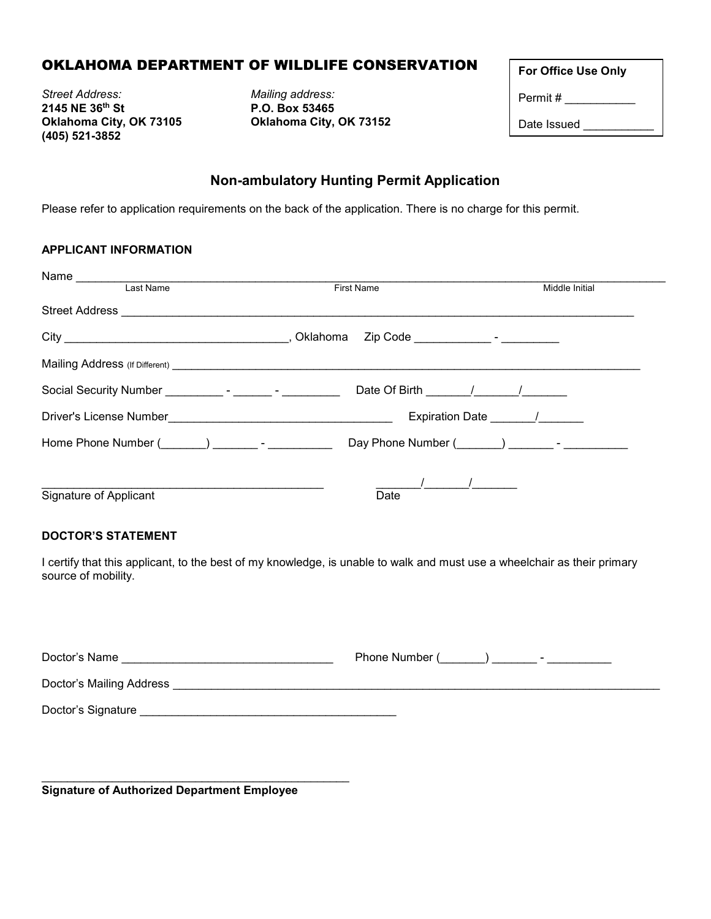# OKLAHOMA DEPARTMENT OF WILDLIFE CONSERVATION

*Street Address:*
**2145 NE 36th St**
**Oklahoma City, OK 73105**
**(405) 521-3852**

*Mailing address:*
**P.O. Box 53465**
**Oklahoma City, OK 73152**

| For Office Use Only |
|---|
| Permit # __________ |
| Date Issued __________ |

## Non-ambulatory Hunting Permit Application

Please refer to application requirements on the back of the application. There is no charge for this permit.

### APPLICANT INFORMATION

Name ______________________________________________________________________________
Last Name First Name Middle Initial

Street Address ______________________________________________________________________

City _________________________________, Oklahoma Zip Code ___________ - _________

Mailing Address (If Different) ______________________________________________________________

Social Security Number _________ - ______ - _________ Date Of Birth _______/_______/_______

Driver's License Number_________________________________ Expiration Date _______/_______

Home Phone Number (_______) _______ - __________ Day Phone Number (_______) _______ - __________

_____________________________________________ _______/_______/_______
Signature of Applicant Date

### DOCTOR'S STATEMENT

I certify that this applicant, to the best of my knowledge, is unable to walk and must use a wheelchair as their primary source of mobility.

Doctor's Name _________________________________ Phone Number (_______) _______ - __________

Doctor's Mailing Address ____________________________________________________________________

Doctor's Signature ________________________________________

_________________________________________________
**Signature of Authorized Department Employee**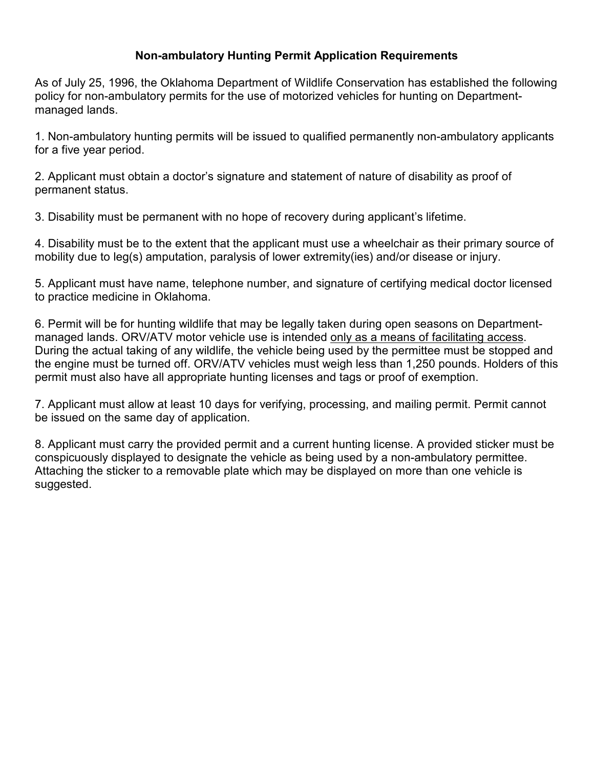## Non-ambulatory Hunting Permit Application Requirements

As of July 25, 1996, the Oklahoma Department of Wildlife Conservation has established the following policy for non-ambulatory permits for the use of motorized vehicles for hunting on Department-managed lands.

1. Non-ambulatory hunting permits will be issued to qualified permanently non-ambulatory applicants for a five year period.

2. Applicant must obtain a doctor's signature and statement of nature of disability as proof of permanent status.

3. Disability must be permanent with no hope of recovery during applicant's lifetime.

4. Disability must be to the extent that the applicant must use a wheelchair as their primary source of mobility due to leg(s) amputation, paralysis of lower extremity(ies) and/or disease or injury.

5. Applicant must have name, telephone number, and signature of certifying medical doctor licensed to practice medicine in Oklahoma.

6. Permit will be for hunting wildlife that may be legally taken during open seasons on Department-managed lands. ORV/ATV motor vehicle use is intended <u>only as a means of facilitating access</u>. During the actual taking of any wildlife, the vehicle being used by the permittee must be stopped and the engine must be turned off. ORV/ATV vehicles must weigh less than 1,250 pounds. Holders of this permit must also have all appropriate hunting licenses and tags or proof of exemption.

7. Applicant must allow at least 10 days for verifying, processing, and mailing permit. Permit cannot be issued on the same day of application.

8. Applicant must carry the provided permit and a current hunting license. A provided sticker must be conspicuously displayed to designate the vehicle as being used by a non-ambulatory permittee. Attaching the sticker to a removable plate which may be displayed on more than one vehicle is suggested.